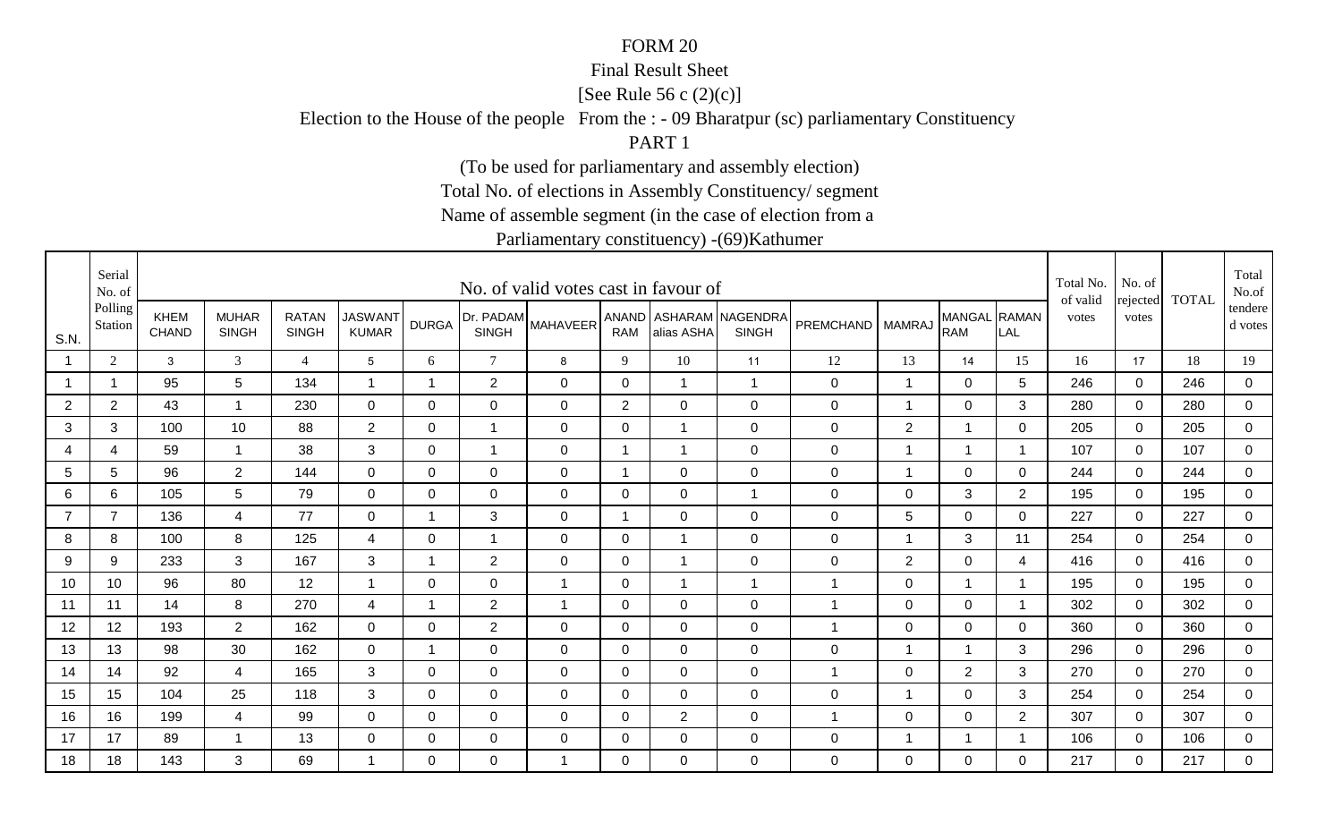FORM 20

Final Result Sheet

[See Rule 56 c (2)(c)]

Election to the House of the people From the : - 09 Bharatpur (sc) parliamentary Constituency

PART 1

(To be used for parliamentary and assembly election)

Total No. of elections in Assembly Constituency/ segment

Name of assemble segment (in the case of election from a

Parliamentary constituency) -(69)Kathumer

| S.N. | Serial No. of Polling Station | No. of valid votes cast in favour of | | | | | | | | | | | | | | Total No. of valid votes | No. of rejected votes | TOTAL | Total No.of tendered votes |
|---|---|---|---|---|---|---|---|---|---|---|---|---|---|---|---|---|---|---|---|
| | | KHEM CHAND | MUHAR SINGH | RATAN SINGH | JASWANT KUMAR | DURGA | Dr. PADAM SINGH | MAHAVEER | ANAND RAM | ASHARAM alias ASHA | NAGENDRA SINGH | PREMCHAND | MAMRAJ | MANGAL RAM | RAMAN LAL | | | | |
| 1 | 2 | 3 | 3 | 4 | 5 | 6 | 7 | 8 | 9 | 10 | 11 | 12 | 13 | 14 | 15 | 16 | 17 | 18 | 19 |
| 1 | 1 | 95 | 5 | 134 | 1 | 1 | 2 | 0 | 0 | 1 | 1 | 0 | 1 | 0 | 5 | 246 | 0 | 246 | 0 |
| 2 | 2 | 43 | 1 | 230 | 0 | 0 | 0 | 0 | 2 | 0 | 0 | 0 | 1 | 0 | 3 | 280 | 0 | 280 | 0 |
| 3 | 3 | 100 | 10 | 88 | 2 | 0 | 1 | 0 | 0 | 1 | 0 | 0 | 2 | 1 | 0 | 205 | 0 | 205 | 0 |
| 4 | 4 | 59 | 1 | 38 | 3 | 0 | 1 | 0 | 1 | 1 | 0 | 0 | 1 | 1 | 1 | 107 | 0 | 107 | 0 |
| 5 | 5 | 96 | 2 | 144 | 0 | 0 | 0 | 0 | 1 | 0 | 0 | 0 | 1 | 0 | 0 | 244 | 0 | 244 | 0 |
| 6 | 6 | 105 | 5 | 79 | 0 | 0 | 0 | 0 | 0 | 0 | 1 | 0 | 0 | 3 | 2 | 195 | 0 | 195 | 0 |
| 7 | 7 | 136 | 4 | 77 | 0 | 1 | 3 | 0 | 1 | 0 | 0 | 0 | 5 | 0 | 0 | 227 | 0 | 227 | 0 |
| 8 | 8 | 100 | 8 | 125 | 4 | 0 | 1 | 0 | 0 | 1 | 0 | 0 | 1 | 3 | 11 | 254 | 0 | 254 | 0 |
| 9 | 9 | 233 | 3 | 167 | 3 | 1 | 2 | 0 | 0 | 1 | 0 | 0 | 2 | 0 | 4 | 416 | 0 | 416 | 0 |
| 10 | 10 | 96 | 80 | 12 | 1 | 0 | 0 | 1 | 0 | 1 | 1 | 1 | 0 | 1 | 1 | 195 | 0 | 195 | 0 |
| 11 | 11 | 14 | 8 | 270 | 4 | 1 | 2 | 1 | 0 | 0 | 0 | 1 | 0 | 0 | 1 | 302 | 0 | 302 | 0 |
| 12 | 12 | 193 | 2 | 162 | 0 | 0 | 2 | 0 | 0 | 0 | 0 | 1 | 0 | 0 | 0 | 360 | 0 | 360 | 0 |
| 13 | 13 | 98 | 30 | 162 | 0 | 1 | 0 | 0 | 0 | 0 | 0 | 0 | 1 | 1 | 3 | 296 | 0 | 296 | 0 |
| 14 | 14 | 92 | 4 | 165 | 3 | 0 | 0 | 0 | 0 | 0 | 0 | 1 | 0 | 2 | 3 | 270 | 0 | 270 | 0 |
| 15 | 15 | 104 | 25 | 118 | 3 | 0 | 0 | 0 | 0 | 0 | 0 | 0 | 1 | 0 | 3 | 254 | 0 | 254 | 0 |
| 16 | 16 | 199 | 4 | 99 | 0 | 0 | 0 | 0 | 0 | 2 | 0 | 1 | 0 | 0 | 2 | 307 | 0 | 307 | 0 |
| 17 | 17 | 89 | 1 | 13 | 0 | 0 | 0 | 0 | 0 | 0 | 0 | 0 | 1 | 1 | 1 | 106 | 0 | 106 | 0 |
| 18 | 18 | 143 | 3 | 69 | 1 | 0 | 0 | 1 | 0 | 0 | 0 | 0 | 0 | 0 | 0 | 217 | 0 | 217 | 0 |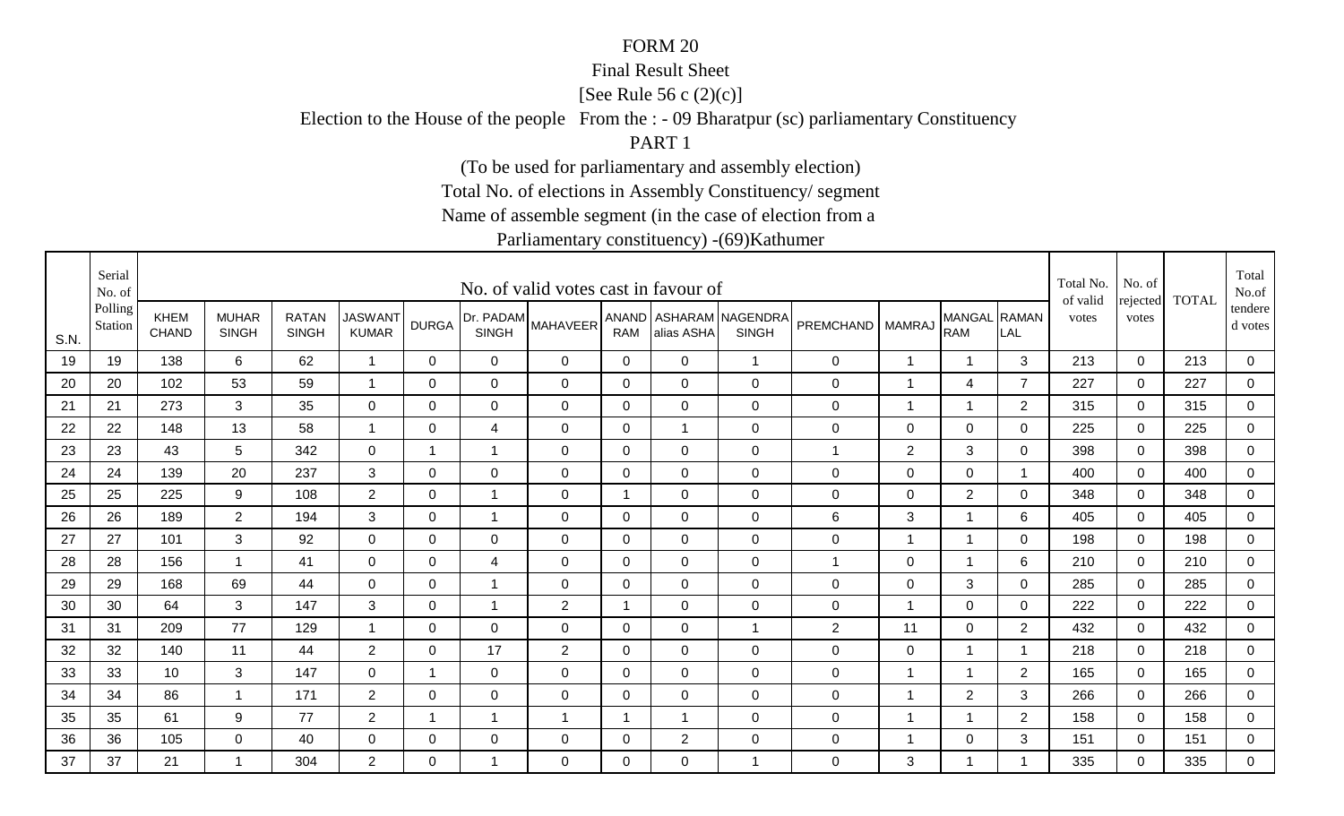FORM 20

Final Result Sheet

[See Rule 56 c (2)(c)]

Election to the House of the people From the : - 09 Bharatpur (sc) parliamentary Constituency

PART 1

(To be used for parliamentary and assembly election)

Total No. of elections in Assembly Constituency/ segment

Name of assemble segment (in the case of election from a

Parliamentary constituency) -(69)Kathumer

| S.N. | Serial No. of Polling Station | No. of valid votes cast in favour of | | | | | | | | | | | | | | Total No. of valid votes | No. of rejected votes | TOTAL | Total No.of tendered votes |
|---|---|---|---|---|---|---|---|---|---|---|---|---|---|---|---|---|---|---|---|
| | | KHEM CHAND | MUHAR SINGH | RATAN SINGH | JASWANT KUMAR | DURGA | Dr. PADAM SINGH | MAHAVEER | ANAND RAM | ASHARAM alias ASHA | NAGENDRA SINGH | PREMCHAND | MAMRAJ | MANGAL RAM | RAMAN LAL | | | | |
| 19 | 19 | 138 | 6 | 62 | 1 | 0 | 0 | 0 | 0 | 0 | 1 | 0 | 1 | 1 | 3 | 213 | 0 | 213 | 0 |
| 20 | 20 | 102 | 53 | 59 | 1 | 0 | 0 | 0 | 0 | 0 | 0 | 0 | 1 | 4 | 7 | 227 | 0 | 227 | 0 |
| 21 | 21 | 273 | 3 | 35 | 0 | 0 | 0 | 0 | 0 | 0 | 0 | 0 | 1 | 1 | 2 | 315 | 0 | 315 | 0 |
| 22 | 22 | 148 | 13 | 58 | 1 | 0 | 4 | 0 | 0 | 1 | 0 | 0 | 0 | 0 | 0 | 225 | 0 | 225 | 0 |
| 23 | 23 | 43 | 5 | 342 | 0 | 1 | 1 | 0 | 0 | 0 | 0 | 1 | 2 | 3 | 0 | 398 | 0 | 398 | 0 |
| 24 | 24 | 139 | 20 | 237 | 3 | 0 | 0 | 0 | 0 | 0 | 0 | 0 | 0 | 0 | 1 | 400 | 0 | 400 | 0 |
| 25 | 25 | 225 | 9 | 108 | 2 | 0 | 1 | 0 | 1 | 0 | 0 | 0 | 0 | 2 | 0 | 348 | 0 | 348 | 0 |
| 26 | 26 | 189 | 2 | 194 | 3 | 0 | 1 | 0 | 0 | 0 | 0 | 6 | 3 | 1 | 6 | 405 | 0 | 405 | 0 |
| 27 | 27 | 101 | 3 | 92 | 0 | 0 | 0 | 0 | 0 | 0 | 0 | 0 | 1 | 1 | 0 | 198 | 0 | 198 | 0 |
| 28 | 28 | 156 | 1 | 41 | 0 | 0 | 4 | 0 | 0 | 0 | 0 | 1 | 0 | 1 | 6 | 210 | 0 | 210 | 0 |
| 29 | 29 | 168 | 69 | 44 | 0 | 0 | 1 | 0 | 0 | 0 | 0 | 0 | 0 | 3 | 0 | 285 | 0 | 285 | 0 |
| 30 | 30 | 64 | 3 | 147 | 3 | 0 | 1 | 2 | 1 | 0 | 0 | 0 | 1 | 0 | 0 | 222 | 0 | 222 | 0 |
| 31 | 31 | 209 | 77 | 129 | 1 | 0 | 0 | 0 | 0 | 0 | 1 | 2 | 11 | 0 | 2 | 432 | 0 | 432 | 0 |
| 32 | 32 | 140 | 11 | 44 | 2 | 0 | 17 | 2 | 0 | 0 | 0 | 0 | 0 | 1 | 1 | 218 | 0 | 218 | 0 |
| 33 | 33 | 10 | 3 | 147 | 0 | 1 | 0 | 0 | 0 | 0 | 0 | 0 | 1 | 1 | 2 | 165 | 0 | 165 | 0 |
| 34 | 34 | 86 | 1 | 171 | 2 | 0 | 0 | 0 | 0 | 0 | 0 | 0 | 1 | 2 | 3 | 266 | 0 | 266 | 0 |
| 35 | 35 | 61 | 9 | 77 | 2 | 1 | 1 | 1 | 1 | 1 | 0 | 0 | 1 | 1 | 2 | 158 | 0 | 158 | 0 |
| 36 | 36 | 105 | 0 | 40 | 0 | 0 | 0 | 0 | 0 | 2 | 0 | 0 | 1 | 0 | 3 | 151 | 0 | 151 | 0 |
| 37 | 37 | 21 | 1 | 304 | 2 | 0 | 1 | 0 | 0 | 0 | 1 | 0 | 3 | 1 | 1 | 335 | 0 | 335 | 0 |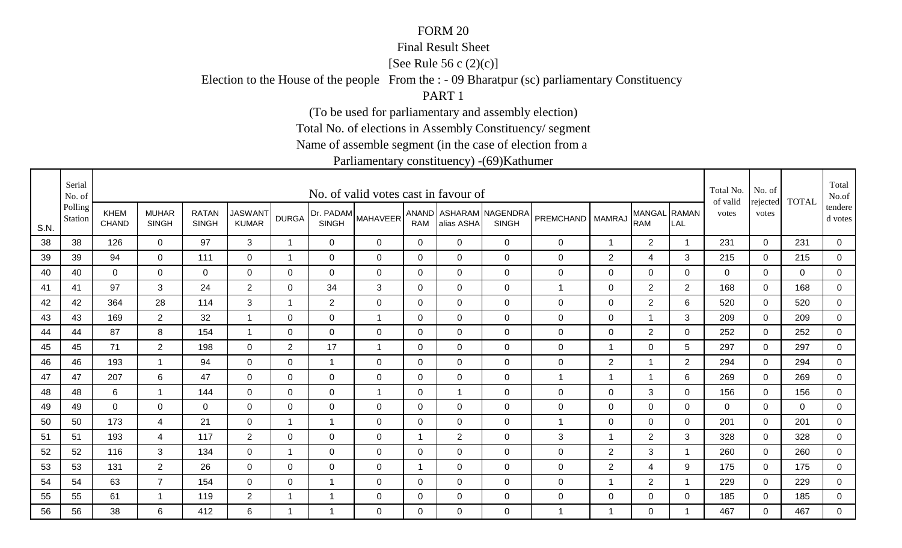FORM 20

Final Result Sheet

[See Rule 56 c (2)(c)]

Election to the House of the people From the : - 09 Bharatpur (sc) parliamentary Constituency

PART 1

(To be used for parliamentary and assembly election)

Total No. of elections in Assembly Constituency/ segment

Name of assemble segment (in the case of election from a

Parliamentary constituency) -(69)Kathumer

| S.N. | Serial No. of Polling Station | No. of valid votes cast in favour of | | | | | | | | | | | | | | Total No. of valid votes | No. of rejected votes | TOTAL | Total No.of tendered votes |
|---|---|---|---|---|---|---|---|---|---|---|---|---|---|---|---|---|---|---|---|
| | | KHEM CHAND | MUHAR SINGH | RATAN SINGH | JASWANT KUMAR | DURGA | Dr. PADAM SINGH | MAHAVEER | ANAND RAM | ASHARAM alias ASHA | NAGENDRA SINGH | PREMCHAND | MAMRAJ | MANGAL RAM | RAMAN LAL | | | | |
| 38 | 38 | 126 | 0 | 97 | 3 | 1 | 0 | 0 | 0 | 0 | 0 | 0 | 1 | 2 | 1 | 231 | 0 | 231 | 0 |
| 39 | 39 | 94 | 0 | 111 | 0 | 1 | 0 | 0 | 0 | 0 | 0 | 0 | 2 | 4 | 3 | 215 | 0 | 215 | 0 |
| 40 | 40 | 0 | 0 | 0 | 0 | 0 | 0 | 0 | 0 | 0 | 0 | 0 | 0 | 0 | 0 | 0 | 0 | 0 | 0 |
| 41 | 41 | 97 | 3 | 24 | 2 | 0 | 34 | 3 | 0 | 0 | 0 | 1 | 0 | 2 | 2 | 168 | 0 | 168 | 0 |
| 42 | 42 | 364 | 28 | 114 | 3 | 1 | 2 | 0 | 0 | 0 | 0 | 0 | 0 | 2 | 6 | 520 | 0 | 520 | 0 |
| 43 | 43 | 169 | 2 | 32 | 1 | 0 | 0 | 1 | 0 | 0 | 0 | 0 | 0 | 1 | 3 | 209 | 0 | 209 | 0 |
| 44 | 44 | 87 | 8 | 154 | 1 | 0 | 0 | 0 | 0 | 0 | 0 | 0 | 0 | 2 | 0 | 252 | 0 | 252 | 0 |
| 45 | 45 | 71 | 2 | 198 | 0 | 2 | 17 | 1 | 0 | 0 | 0 | 0 | 1 | 0 | 5 | 297 | 0 | 297 | 0 |
| 46 | 46 | 193 | 1 | 94 | 0 | 0 | 1 | 0 | 0 | 0 | 0 | 0 | 2 | 1 | 2 | 294 | 0 | 294 | 0 |
| 47 | 47 | 207 | 6 | 47 | 0 | 0 | 0 | 0 | 0 | 0 | 0 | 1 | 1 | 1 | 6 | 269 | 0 | 269 | 0 |
| 48 | 48 | 6 | 1 | 144 | 0 | 0 | 0 | 1 | 0 | 1 | 0 | 0 | 0 | 3 | 0 | 156 | 0 | 156 | 0 |
| 49 | 49 | 0 | 0 | 0 | 0 | 0 | 0 | 0 | 0 | 0 | 0 | 0 | 0 | 0 | 0 | 0 | 0 | 0 | 0 |
| 50 | 50 | 173 | 4 | 21 | 0 | 1 | 1 | 0 | 0 | 0 | 0 | 1 | 0 | 0 | 0 | 201 | 0 | 201 | 0 |
| 51 | 51 | 193 | 4 | 117 | 2 | 0 | 0 | 0 | 1 | 2 | 0 | 3 | 1 | 2 | 3 | 328 | 0 | 328 | 0 |
| 52 | 52 | 116 | 3 | 134 | 0 | 1 | 0 | 0 | 0 | 0 | 0 | 0 | 2 | 3 | 1 | 260 | 0 | 260 | 0 |
| 53 | 53 | 131 | 2 | 26 | 0 | 0 | 0 | 0 | 1 | 0 | 0 | 0 | 2 | 4 | 9 | 175 | 0 | 175 | 0 |
| 54 | 54 | 63 | 7 | 154 | 0 | 0 | 1 | 0 | 0 | 0 | 0 | 0 | 1 | 2 | 1 | 229 | 0 | 229 | 0 |
| 55 | 55 | 61 | 1 | 119 | 2 | 1 | 1 | 0 | 0 | 0 | 0 | 0 | 0 | 0 | 0 | 185 | 0 | 185 | 0 |
| 56 | 56 | 38 | 6 | 412 | 6 | 1 | 1 | 0 | 0 | 0 | 0 | 1 | 1 | 0 | 1 | 467 | 0 | 467 | 0 |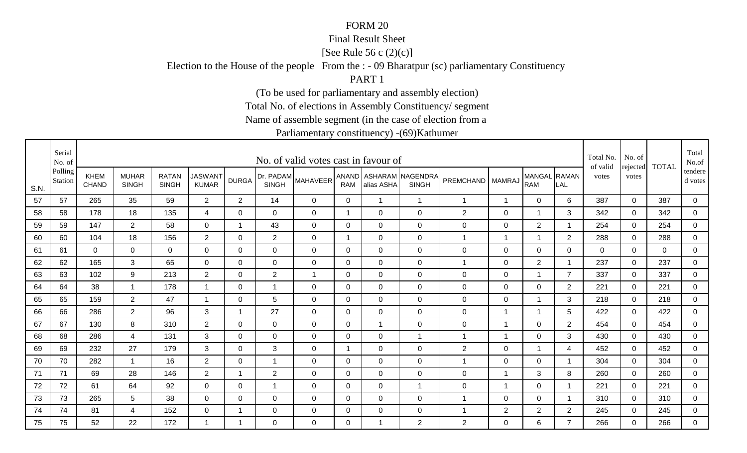FORM 20

Final Result Sheet

[See Rule 56 c (2)(c)]

Election to the House of the people From the : - 09 Bharatpur (sc) parliamentary Constituency

PART 1

(To be used for parliamentary and assembly election)

Total No. of elections in Assembly Constituency/ segment

Name of assemble segment (in the case of election from a

Parliamentary constituency) -(69)Kathumer

| S.N. | Serial No. of Polling Station | No. of valid votes cast in favour of | | | | | | | | | | | | | | Total No. of valid votes | No. of rejected votes | TOTAL | Total No.of tendered votes |
|---|---|---|---|---|---|---|---|---|---|---|---|---|---|---|---|---|---|---|---|
| | | KHEM CHAND | MUHAR SINGH | RATAN SINGH | JASWANT KUMAR | DURGA | Dr. PADAM SINGH | MAHAVEER | ANAND RAM | ASHARAM alias ASHA | NAGENDRA SINGH | PREMCHAND | MAMRAJ | MANGAL RAM | RAMAN LAL | | | | |
| 57 | 57 | 265 | 35 | 59 | 2 | 2 | 14 | 0 | 0 | 1 | 1 | 1 | 1 | 0 | 6 | 387 | 0 | 387 | 0 |
| 58 | 58 | 178 | 18 | 135 | 4 | 0 | 0 | 0 | 1 | 0 | 0 | 2 | 0 | 1 | 3 | 342 | 0 | 342 | 0 |
| 59 | 59 | 147 | 2 | 58 | 0 | 1 | 43 | 0 | 0 | 0 | 0 | 0 | 0 | 2 | 1 | 254 | 0 | 254 | 0 |
| 60 | 60 | 104 | 18 | 156 | 2 | 0 | 2 | 0 | 1 | 0 | 0 | 1 | 1 | 1 | 2 | 288 | 0 | 288 | 0 |
| 61 | 61 | 0 | 0 | 0 | 0 | 0 | 0 | 0 | 0 | 0 | 0 | 0 | 0 | 0 | 0 | 0 | 0 | 0 | 0 |
| 62 | 62 | 165 | 3 | 65 | 0 | 0 | 0 | 0 | 0 | 0 | 0 | 1 | 0 | 2 | 1 | 237 | 0 | 237 | 0 |
| 63 | 63 | 102 | 9 | 213 | 2 | 0 | 2 | 1 | 0 | 0 | 0 | 0 | 0 | 1 | 7 | 337 | 0 | 337 | 0 |
| 64 | 64 | 38 | 1 | 178 | 1 | 0 | 1 | 0 | 0 | 0 | 0 | 0 | 0 | 0 | 2 | 221 | 0 | 221 | 0 |
| 65 | 65 | 159 | 2 | 47 | 1 | 0 | 5 | 0 | 0 | 0 | 0 | 0 | 0 | 1 | 3 | 218 | 0 | 218 | 0 |
| 66 | 66 | 286 | 2 | 96 | 3 | 1 | 27 | 0 | 0 | 0 | 0 | 0 | 1 | 1 | 5 | 422 | 0 | 422 | 0 |
| 67 | 67 | 130 | 8 | 310 | 2 | 0 | 0 | 0 | 0 | 1 | 0 | 0 | 1 | 0 | 2 | 454 | 0 | 454 | 0 |
| 68 | 68 | 286 | 4 | 131 | 3 | 0 | 0 | 0 | 0 | 0 | 1 | 1 | 1 | 0 | 3 | 430 | 0 | 430 | 0 |
| 69 | 69 | 232 | 27 | 179 | 3 | 0 | 3 | 0 | 1 | 0 | 0 | 2 | 0 | 1 | 4 | 452 | 0 | 452 | 0 |
| 70 | 70 | 282 | 1 | 16 | 2 | 0 | 1 | 0 | 0 | 0 | 0 | 1 | 0 | 0 | 1 | 304 | 0 | 304 | 0 |
| 71 | 71 | 69 | 28 | 146 | 2 | 1 | 2 | 0 | 0 | 0 | 0 | 0 | 1 | 3 | 8 | 260 | 0 | 260 | 0 |
| 72 | 72 | 61 | 64 | 92 | 0 | 0 | 1 | 0 | 0 | 0 | 1 | 0 | 1 | 0 | 1 | 221 | 0 | 221 | 0 |
| 73 | 73 | 265 | 5 | 38 | 0 | 0 | 0 | 0 | 0 | 0 | 0 | 1 | 0 | 0 | 1 | 310 | 0 | 310 | 0 |
| 74 | 74 | 81 | 4 | 152 | 0 | 1 | 0 | 0 | 0 | 0 | 0 | 1 | 2 | 2 | 2 | 245 | 0 | 245 | 0 |
| 75 | 75 | 52 | 22 | 172 | 1 | 1 | 0 | 0 | 0 | 1 | 2 | 2 | 0 | 6 | 7 | 266 | 0 | 266 | 0 |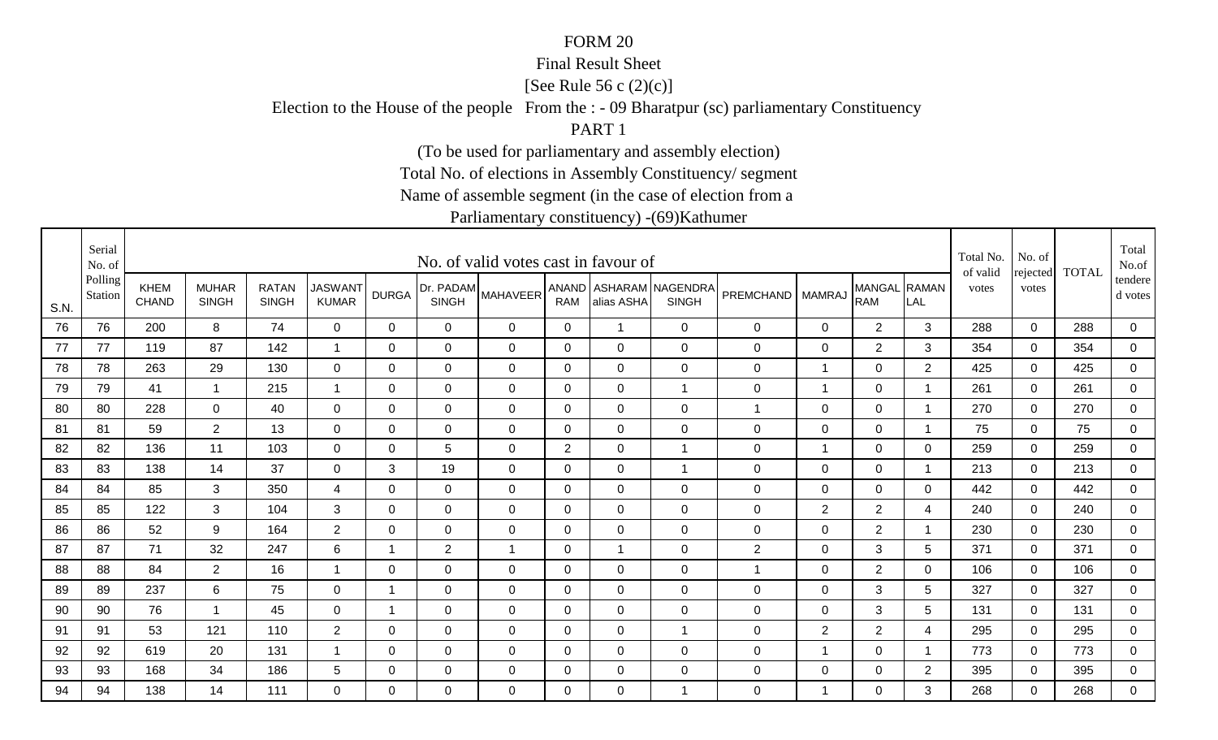FORM 20

Final Result Sheet

[See Rule 56 c (2)(c)]

Election to the House of the people From the : - 09 Bharatpur (sc) parliamentary Constituency

PART 1

(To be used for parliamentary and assembly election)

Total No. of elections in Assembly Constituency/ segment

Name of assemble segment (in the case of election from a

Parliamentary constituency) -(69)Kathumer

| S.N. | Serial No. of Polling Station | No. of valid votes cast in favour of | | | | | | | | | | | | | | Total No. of valid votes | No. of rejected votes | TOTAL | Total No.of tendered votes |
|---|---|---|---|---|---|---|---|---|---|---|---|---|---|---|---|---|---|---|---|
| | | KHEM CHAND | MUHAR SINGH | RATAN SINGH | JASWANT KUMAR | DURGA | Dr. PADAM SINGH | MAHAVEER | ANAND RAM | ASHARAM alias ASHA | NAGENDRA SINGH | PREMCHAND | MAMRAJ | MANGAL RAM | RAMAN LAL | | | | |
| 76 | 76 | 200 | 8 | 74 | 0 | 0 | 0 | 0 | 0 | 1 | 0 | 0 | 0 | 2 | 3 | 288 | 0 | 288 | 0 |
| 77 | 77 | 119 | 87 | 142 | 1 | 0 | 0 | 0 | 0 | 0 | 0 | 0 | 0 | 2 | 3 | 354 | 0 | 354 | 0 |
| 78 | 78 | 263 | 29 | 130 | 0 | 0 | 0 | 0 | 0 | 0 | 0 | 0 | 1 | 0 | 2 | 425 | 0 | 425 | 0 |
| 79 | 79 | 41 | 1 | 215 | 1 | 0 | 0 | 0 | 0 | 0 | 1 | 0 | 1 | 0 | 1 | 261 | 0 | 261 | 0 |
| 80 | 80 | 228 | 0 | 40 | 0 | 0 | 0 | 0 | 0 | 0 | 0 | 1 | 0 | 0 | 1 | 270 | 0 | 270 | 0 |
| 81 | 81 | 59 | 2 | 13 | 0 | 0 | 0 | 0 | 0 | 0 | 0 | 0 | 0 | 0 | 1 | 75 | 0 | 75 | 0 |
| 82 | 82 | 136 | 11 | 103 | 0 | 0 | 5 | 0 | 2 | 0 | 1 | 0 | 1 | 0 | 0 | 259 | 0 | 259 | 0 |
| 83 | 83 | 138 | 14 | 37 | 0 | 3 | 19 | 0 | 0 | 0 | 1 | 0 | 0 | 0 | 1 | 213 | 0 | 213 | 0 |
| 84 | 84 | 85 | 3 | 350 | 4 | 0 | 0 | 0 | 0 | 0 | 0 | 0 | 0 | 0 | 0 | 442 | 0 | 442 | 0 |
| 85 | 85 | 122 | 3 | 104 | 3 | 0 | 0 | 0 | 0 | 0 | 0 | 0 | 2 | 2 | 4 | 240 | 0 | 240 | 0 |
| 86 | 86 | 52 | 9 | 164 | 2 | 0 | 0 | 0 | 0 | 0 | 0 | 0 | 0 | 2 | 1 | 230 | 0 | 230 | 0 |
| 87 | 87 | 71 | 32 | 247 | 6 | 1 | 2 | 1 | 0 | 1 | 0 | 2 | 0 | 3 | 5 | 371 | 0 | 371 | 0 |
| 88 | 88 | 84 | 2 | 16 | 1 | 0 | 0 | 0 | 0 | 0 | 0 | 1 | 0 | 2 | 0 | 106 | 0 | 106 | 0 |
| 89 | 89 | 237 | 6 | 75 | 0 | 1 | 0 | 0 | 0 | 0 | 0 | 0 | 0 | 3 | 5 | 327 | 0 | 327 | 0 |
| 90 | 90 | 76 | 1 | 45 | 0 | 1 | 0 | 0 | 0 | 0 | 0 | 0 | 0 | 3 | 5 | 131 | 0 | 131 | 0 |
| 91 | 91 | 53 | 121 | 110 | 2 | 0 | 0 | 0 | 0 | 0 | 1 | 0 | 2 | 2 | 4 | 295 | 0 | 295 | 0 |
| 92 | 92 | 619 | 20 | 131 | 1 | 0 | 0 | 0 | 0 | 0 | 0 | 0 | 1 | 0 | 1 | 773 | 0 | 773 | 0 |
| 93 | 93 | 168 | 34 | 186 | 5 | 0 | 0 | 0 | 0 | 0 | 0 | 0 | 0 | 0 | 2 | 395 | 0 | 395 | 0 |
| 94 | 94 | 138 | 14 | 111 | 0 | 0 | 0 | 0 | 0 | 0 | 1 | 0 | 1 | 0 | 3 | 268 | 0 | 268 | 0 |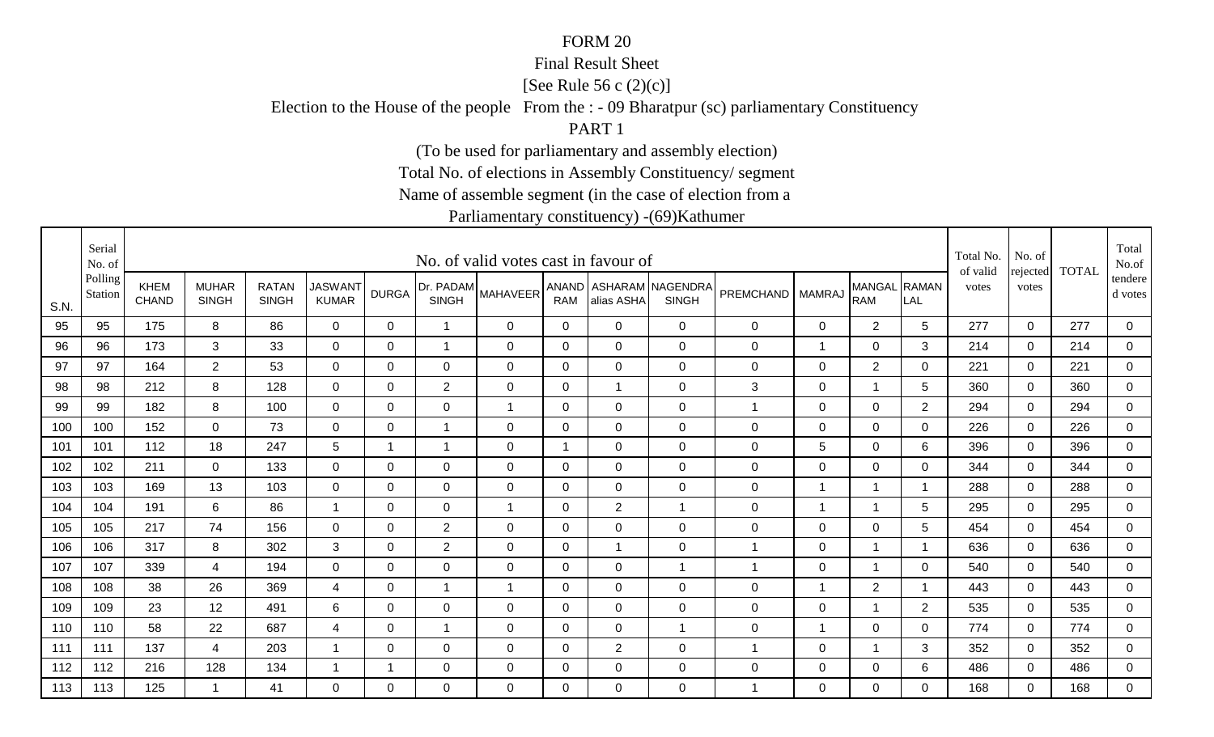FORM 20

Final Result Sheet

[See Rule 56 c (2)(c)]

Election to the House of the people From the : - 09 Bharatpur (sc) parliamentary Constituency

PART 1

(To be used for parliamentary and assembly election)

Total No. of elections in Assembly Constituency/ segment

Name of assemble segment (in the case of election from a

Parliamentary constituency) -(69)Kathumer

| S.N. | Serial No. of Polling Station | No. of valid votes cast in favour of | | | | | | | | | | | | | | Total No. of valid votes | No. of rejected votes | TOTAL | Total No.of tendered votes |
|---|---|---|---|---|---|---|---|---|---|---|---|---|---|---|---|---|---|---|---|
| | | KHEM CHAND | MUHAR SINGH | RATAN SINGH | JASWANT KUMAR | DURGA | Dr. PADAM SINGH | MAHAVEER | ANAND RAM | ASHARAM alias ASHA | NAGENDRA SINGH | PREMCHAND | MAMRAJ | MANGAL RAM | RAMAN LAL | | | | |
| 95 | 95 | 175 | 8 | 86 | 0 | 0 | 1 | 0 | 0 | 0 | 0 | 0 | 0 | 2 | 5 | 277 | 0 | 277 | 0 |
| 96 | 96 | 173 | 3 | 33 | 0 | 0 | 1 | 0 | 0 | 0 | 0 | 0 | 1 | 0 | 3 | 214 | 0 | 214 | 0 |
| 97 | 97 | 164 | 2 | 53 | 0 | 0 | 0 | 0 | 0 | 0 | 0 | 0 | 0 | 2 | 0 | 221 | 0 | 221 | 0 |
| 98 | 98 | 212 | 8 | 128 | 0 | 0 | 2 | 0 | 0 | 1 | 0 | 3 | 0 | 1 | 5 | 360 | 0 | 360 | 0 |
| 99 | 99 | 182 | 8 | 100 | 0 | 0 | 0 | 1 | 0 | 0 | 0 | 1 | 0 | 0 | 2 | 294 | 0 | 294 | 0 |
| 100 | 100 | 152 | 0 | 73 | 0 | 0 | 1 | 0 | 0 | 0 | 0 | 0 | 0 | 0 | 0 | 226 | 0 | 226 | 0 |
| 101 | 101 | 112 | 18 | 247 | 5 | 1 | 1 | 0 | 1 | 0 | 0 | 0 | 5 | 0 | 6 | 396 | 0 | 396 | 0 |
| 102 | 102 | 211 | 0 | 133 | 0 | 0 | 0 | 0 | 0 | 0 | 0 | 0 | 0 | 0 | 0 | 344 | 0 | 344 | 0 |
| 103 | 103 | 169 | 13 | 103 | 0 | 0 | 0 | 0 | 0 | 0 | 0 | 0 | 1 | 1 | 1 | 288 | 0 | 288 | 0 |
| 104 | 104 | 191 | 6 | 86 | 1 | 0 | 0 | 1 | 0 | 2 | 1 | 0 | 1 | 1 | 5 | 295 | 0 | 295 | 0 |
| 105 | 105 | 217 | 74 | 156 | 0 | 0 | 2 | 0 | 0 | 0 | 0 | 0 | 0 | 0 | 5 | 454 | 0 | 454 | 0 |
| 106 | 106 | 317 | 8 | 302 | 3 | 0 | 2 | 0 | 0 | 1 | 0 | 1 | 0 | 1 | 1 | 636 | 0 | 636 | 0 |
| 107 | 107 | 339 | 4 | 194 | 0 | 0 | 0 | 0 | 0 | 0 | 1 | 1 | 0 | 1 | 0 | 540 | 0 | 540 | 0 |
| 108 | 108 | 38 | 26 | 369 | 4 | 0 | 1 | 1 | 0 | 0 | 0 | 0 | 1 | 2 | 1 | 443 | 0 | 443 | 0 |
| 109 | 109 | 23 | 12 | 491 | 6 | 0 | 0 | 0 | 0 | 0 | 0 | 0 | 0 | 1 | 2 | 535 | 0 | 535 | 0 |
| 110 | 110 | 58 | 22 | 687 | 4 | 0 | 1 | 0 | 0 | 0 | 1 | 0 | 1 | 0 | 0 | 774 | 0 | 774 | 0 |
| 111 | 111 | 137 | 4 | 203 | 1 | 0 | 0 | 0 | 0 | 2 | 0 | 1 | 0 | 1 | 3 | 352 | 0 | 352 | 0 |
| 112 | 112 | 216 | 128 | 134 | 1 | 1 | 0 | 0 | 0 | 0 | 0 | 0 | 0 | 0 | 6 | 486 | 0 | 486 | 0 |
| 113 | 113 | 125 | 1 | 41 | 0 | 0 | 0 | 0 | 0 | 0 | 0 | 1 | 0 | 0 | 0 | 168 | 0 | 168 | 0 |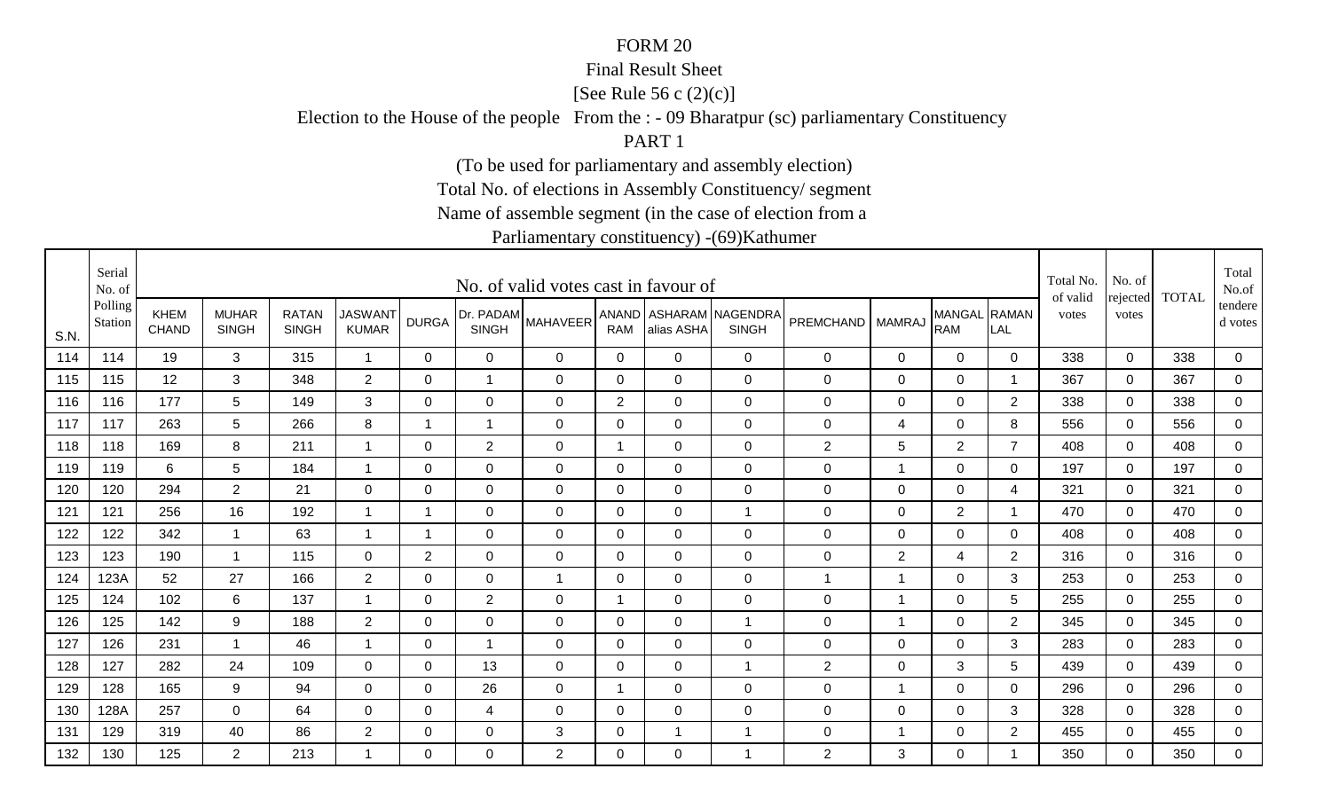FORM 20

Final Result Sheet

[See Rule 56 c (2)(c)]

Election to the House of the people From the : - 09 Bharatpur (sc) parliamentary Constituency

PART 1

(To be used for parliamentary and assembly election)

Total No. of elections in Assembly Constituency/ segment

Name of assemble segment (in the case of election from a

Parliamentary constituency) -(69)Kathumer

| S.N. | Serial No. of Polling Station | No. of valid votes cast in favour of | | | | | | | | | | | | | | Total No. of valid votes | No. of rejected votes | TOTAL | Total No.of tendered votes |
|---|---|---|---|---|---|---|---|---|---|---|---|---|---|---|---|---|---|---|---|
| | | KHEM CHAND | MUHAR SINGH | RATAN SINGH | JASWANT KUMAR | DURGA | Dr. PADAM SINGH | MAHAVEER | ANAND RAM | ASHARAM alias ASHA | NAGENDRA SINGH | PREMCHAND | MAMRAJ | MANGAL RAM | RAMAN LAL | | | | |
| 114 | 114 | 19 | 3 | 315 | 1 | 0 | 0 | 0 | 0 | 0 | 0 | 0 | 0 | 0 | 0 | 338 | 0 | 338 | 0 |
| 115 | 115 | 12 | 3 | 348 | 2 | 0 | 1 | 0 | 0 | 0 | 0 | 0 | 0 | 0 | 1 | 367 | 0 | 367 | 0 |
| 116 | 116 | 177 | 5 | 149 | 3 | 0 | 0 | 0 | 2 | 0 | 0 | 0 | 0 | 0 | 2 | 338 | 0 | 338 | 0 |
| 117 | 117 | 263 | 5 | 266 | 8 | 1 | 1 | 0 | 0 | 0 | 0 | 0 | 4 | 0 | 8 | 556 | 0 | 556 | 0 |
| 118 | 118 | 169 | 8 | 211 | 1 | 0 | 2 | 0 | 1 | 0 | 0 | 2 | 5 | 2 | 7 | 408 | 0 | 408 | 0 |
| 119 | 119 | 6 | 5 | 184 | 1 | 0 | 0 | 0 | 0 | 0 | 0 | 0 | 1 | 0 | 0 | 197 | 0 | 197 | 0 |
| 120 | 120 | 294 | 2 | 21 | 0 | 0 | 0 | 0 | 0 | 0 | 0 | 0 | 0 | 0 | 4 | 321 | 0 | 321 | 0 |
| 121 | 121 | 256 | 16 | 192 | 1 | 1 | 0 | 0 | 0 | 0 | 1 | 0 | 0 | 2 | 1 | 470 | 0 | 470 | 0 |
| 122 | 122 | 342 | 1 | 63 | 1 | 1 | 0 | 0 | 0 | 0 | 0 | 0 | 0 | 0 | 0 | 408 | 0 | 408 | 0 |
| 123 | 123 | 190 | 1 | 115 | 0 | 2 | 0 | 0 | 0 | 0 | 0 | 0 | 2 | 4 | 2 | 316 | 0 | 316 | 0 |
| 124 | 123A | 52 | 27 | 166 | 2 | 0 | 0 | 1 | 0 | 0 | 0 | 1 | 1 | 0 | 3 | 253 | 0 | 253 | 0 |
| 125 | 124 | 102 | 6 | 137 | 1 | 0 | 2 | 0 | 1 | 0 | 0 | 0 | 1 | 0 | 5 | 255 | 0 | 255 | 0 |
| 126 | 125 | 142 | 9 | 188 | 2 | 0 | 0 | 0 | 0 | 0 | 1 | 0 | 1 | 0 | 2 | 345 | 0 | 345 | 0 |
| 127 | 126 | 231 | 1 | 46 | 1 | 0 | 1 | 0 | 0 | 0 | 0 | 0 | 0 | 0 | 3 | 283 | 0 | 283 | 0 |
| 128 | 127 | 282 | 24 | 109 | 0 | 0 | 13 | 0 | 0 | 0 | 1 | 2 | 0 | 3 | 5 | 439 | 0 | 439 | 0 |
| 129 | 128 | 165 | 9 | 94 | 0 | 0 | 26 | 0 | 1 | 0 | 0 | 0 | 1 | 0 | 0 | 296 | 0 | 296 | 0 |
| 130 | 128A | 257 | 0 | 64 | 0 | 0 | 4 | 0 | 0 | 0 | 0 | 0 | 0 | 0 | 3 | 328 | 0 | 328 | 0 |
| 131 | 129 | 319 | 40 | 86 | 2 | 0 | 0 | 3 | 0 | 1 | 1 | 0 | 1 | 0 | 2 | 455 | 0 | 455 | 0 |
| 132 | 130 | 125 | 2 | 213 | 1 | 0 | 0 | 2 | 0 | 0 | 1 | 2 | 3 | 0 | 1 | 350 | 0 | 350 | 0 |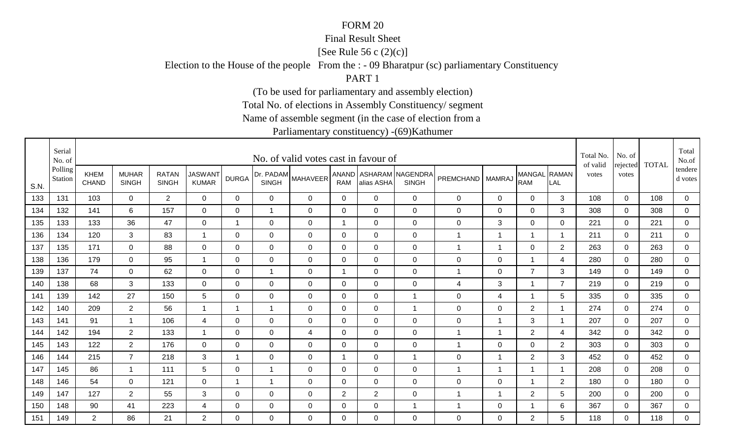FORM 20

Final Result Sheet

[See Rule 56 c (2)(c)]

Election to the House of the people From the : - 09 Bharatpur (sc) parliamentary Constituency

PART 1

(To be used for parliamentary and assembly election)

Total No. of elections in Assembly Constituency/ segment

Name of assemble segment (in the case of election from a

Parliamentary constituency) -(69)Kathumer

| S.N. | Serial No. of Polling Station | No. of valid votes cast in favour of | | | | | | | | | | | | | | Total No. of valid votes | No. of rejected votes | TOTAL | Total No.of tendered votes |
|---|---|---|---|---|---|---|---|---|---|---|---|---|---|---|---|---|---|---|---|
| | | KHEM CHAND | MUHAR SINGH | RATAN SINGH | JASWANT KUMAR | DURGA | Dr. PADAM SINGH | MAHAVEER | ANAND RAM | ASHARAM alias ASHA | NAGENDRA SINGH | PREMCHAND | MAMRAJ | MANGAL RAM | RAMAN LAL | | | | |
| 133 | 131 | 103 | 0 | 2 | 0 | 0 | 0 | 0 | 0 | 0 | 0 | 0 | 0 | 0 | 3 | 108 | 0 | 108 | 0 |
| 134 | 132 | 141 | 6 | 157 | 0 | 0 | 1 | 0 | 0 | 0 | 0 | 0 | 0 | 0 | 3 | 308 | 0 | 308 | 0 |
| 135 | 133 | 133 | 36 | 47 | 0 | 1 | 0 | 0 | 1 | 0 | 0 | 0 | 3 | 0 | 0 | 221 | 0 | 221 | 0 |
| 136 | 134 | 120 | 3 | 83 | 1 | 0 | 0 | 0 | 0 | 0 | 0 | 1 | 1 | 1 | 1 | 211 | 0 | 211 | 0 |
| 137 | 135 | 171 | 0 | 88 | 0 | 0 | 0 | 0 | 0 | 0 | 0 | 1 | 1 | 0 | 2 | 263 | 0 | 263 | 0 |
| 138 | 136 | 179 | 0 | 95 | 1 | 0 | 0 | 0 | 0 | 0 | 0 | 0 | 0 | 1 | 4 | 280 | 0 | 280 | 0 |
| 139 | 137 | 74 | 0 | 62 | 0 | 0 | 1 | 0 | 1 | 0 | 0 | 1 | 0 | 7 | 3 | 149 | 0 | 149 | 0 |
| 140 | 138 | 68 | 3 | 133 | 0 | 0 | 0 | 0 | 0 | 0 | 0 | 4 | 3 | 1 | 7 | 219 | 0 | 219 | 0 |
| 141 | 139 | 142 | 27 | 150 | 5 | 0 | 0 | 0 | 0 | 0 | 1 | 0 | 4 | 1 | 5 | 335 | 0 | 335 | 0 |
| 142 | 140 | 209 | 2 | 56 | 1 | 1 | 1 | 0 | 0 | 0 | 1 | 0 | 0 | 2 | 1 | 274 | 0 | 274 | 0 |
| 143 | 141 | 91 | 1 | 106 | 4 | 0 | 0 | 0 | 0 | 0 | 0 | 0 | 1 | 3 | 1 | 207 | 0 | 207 | 0 |
| 144 | 142 | 194 | 2 | 133 | 1 | 0 | 0 | 4 | 0 | 0 | 0 | 1 | 1 | 2 | 4 | 342 | 0 | 342 | 0 |
| 145 | 143 | 122 | 2 | 176 | 0 | 0 | 0 | 0 | 0 | 0 | 0 | 1 | 0 | 0 | 2 | 303 | 0 | 303 | 0 |
| 146 | 144 | 215 | 7 | 218 | 3 | 1 | 0 | 0 | 1 | 0 | 1 | 0 | 1 | 2 | 3 | 452 | 0 | 452 | 0 |
| 147 | 145 | 86 | 1 | 111 | 5 | 0 | 1 | 0 | 0 | 0 | 0 | 1 | 1 | 1 | 1 | 208 | 0 | 208 | 0 |
| 148 | 146 | 54 | 0 | 121 | 0 | 1 | 1 | 0 | 0 | 0 | 0 | 0 | 0 | 1 | 2 | 180 | 0 | 180 | 0 |
| 149 | 147 | 127 | 2 | 55 | 3 | 0 | 0 | 0 | 2 | 2 | 0 | 1 | 1 | 2 | 5 | 200 | 0 | 200 | 0 |
| 150 | 148 | 90 | 41 | 223 | 4 | 0 | 0 | 0 | 0 | 0 | 1 | 1 | 0 | 1 | 6 | 367 | 0 | 367 | 0 |
| 151 | 149 | 2 | 86 | 21 | 2 | 0 | 0 | 0 | 0 | 0 | 0 | 0 | 0 | 2 | 5 | 118 | 0 | 118 | 0 |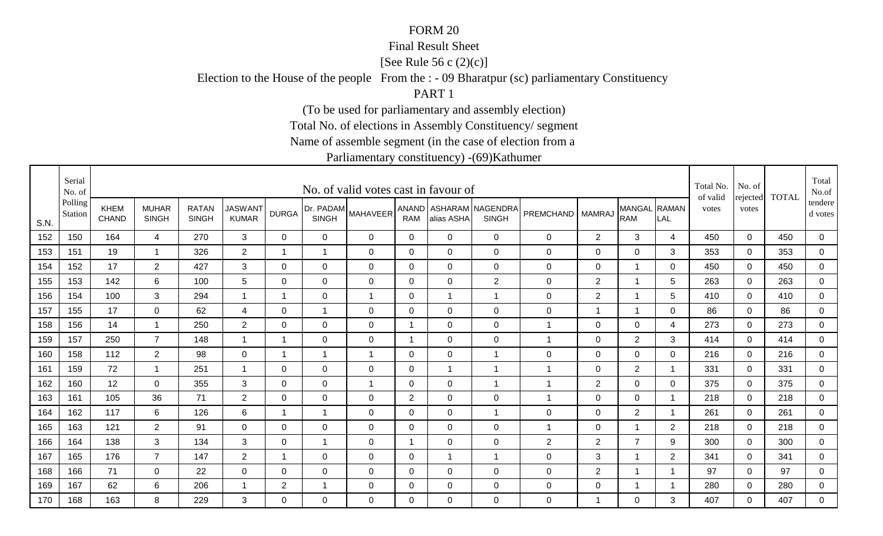FORM 20

Final Result Sheet

[See Rule 56 c (2)(c)]

Election to the House of the people From the : - 09 Bharatpur (sc) parliamentary Constituency

PART 1

(To be used for parliamentary and assembly election)

Total No. of elections in Assembly Constituency/ segment

Name of assemble segment (in the case of election from a

Parliamentary constituency) -(69)Kathumer

| S.N. | Serial No. of Polling Station | No. of valid votes cast in favour of | | | | | | | | | | | | | | Total No. of valid votes | No. of rejected votes | TOTAL | Total No.of tendered votes |
|---|---|---|---|---|---|---|---|---|---|---|---|---|---|---|---|---|---|---|---|
| | | KHEM CHAND | MUHAR SINGH | RATAN SINGH | JASWANT KUMAR | DURGA | Dr. PADAM SINGH | MAHAVEER | ANAND RAM | ASHARAM alias ASHA | NAGENDRA SINGH | PREMCHAND | MAMRAJ | MANGAL RAM | RAMAN LAL | | | | |
| 152 | 150 | 164 | 4 | 270 | 3 | 0 | 0 | 0 | 0 | 0 | 0 | 0 | 2 | 3 | 4 | 450 | 0 | 450 | 0 |
| 153 | 151 | 19 | 1 | 326 | 2 | 1 | 1 | 0 | 0 | 0 | 0 | 0 | 0 | 0 | 3 | 353 | 0 | 353 | 0 |
| 154 | 152 | 17 | 2 | 427 | 3 | 0 | 0 | 0 | 0 | 0 | 0 | 0 | 0 | 1 | 0 | 450 | 0 | 450 | 0 |
| 155 | 153 | 142 | 6 | 100 | 5 | 0 | 0 | 0 | 0 | 0 | 2 | 0 | 2 | 1 | 5 | 263 | 0 | 263 | 0 |
| 156 | 154 | 100 | 3 | 294 | 1 | 1 | 0 | 1 | 0 | 1 | 1 | 0 | 2 | 1 | 5 | 410 | 0 | 410 | 0 |
| 157 | 155 | 17 | 0 | 62 | 4 | 0 | 1 | 0 | 0 | 0 | 0 | 0 | 1 | 1 | 0 | 86 | 0 | 86 | 0 |
| 158 | 156 | 14 | 1 | 250 | 2 | 0 | 0 | 0 | 1 | 0 | 0 | 1 | 0 | 0 | 4 | 273 | 0 | 273 | 0 |
| 159 | 157 | 250 | 7 | 148 | 1 | 1 | 0 | 0 | 1 | 0 | 0 | 1 | 0 | 2 | 3 | 414 | 0 | 414 | 0 |
| 160 | 158 | 112 | 2 | 98 | 0 | 1 | 1 | 1 | 0 | 0 | 1 | 0 | 0 | 0 | 0 | 216 | 0 | 216 | 0 |
| 161 | 159 | 72 | 1 | 251 | 1 | 0 | 0 | 0 | 0 | 1 | 1 | 1 | 0 | 2 | 1 | 331 | 0 | 331 | 0 |
| 162 | 160 | 12 | 0 | 355 | 3 | 0 | 0 | 1 | 0 | 0 | 1 | 1 | 2 | 0 | 0 | 375 | 0 | 375 | 0 |
| 163 | 161 | 105 | 36 | 71 | 2 | 0 | 0 | 0 | 2 | 0 | 0 | 1 | 0 | 0 | 1 | 218 | 0 | 218 | 0 |
| 164 | 162 | 117 | 6 | 126 | 6 | 1 | 1 | 0 | 0 | 0 | 1 | 0 | 0 | 2 | 1 | 261 | 0 | 261 | 0 |
| 165 | 163 | 121 | 2 | 91 | 0 | 0 | 0 | 0 | 0 | 0 | 0 | 1 | 0 | 1 | 2 | 218 | 0 | 218 | 0 |
| 166 | 164 | 138 | 3 | 134 | 3 | 0 | 1 | 0 | 1 | 0 | 0 | 2 | 2 | 7 | 9 | 300 | 0 | 300 | 0 |
| 167 | 165 | 176 | 7 | 147 | 2 | 1 | 0 | 0 | 0 | 1 | 1 | 0 | 3 | 1 | 2 | 341 | 0 | 341 | 0 |
| 168 | 166 | 71 | 0 | 22 | 0 | 0 | 0 | 0 | 0 | 0 | 0 | 0 | 2 | 1 | 1 | 97 | 0 | 97 | 0 |
| 169 | 167 | 62 | 6 | 206 | 1 | 2 | 1 | 0 | 0 | 0 | 0 | 0 | 0 | 1 | 1 | 280 | 0 | 280 | 0 |
| 170 | 168 | 163 | 8 | 229 | 3 | 0 | 0 | 0 | 0 | 0 | 0 | 0 | 1 | 0 | 3 | 407 | 0 | 407 | 0 |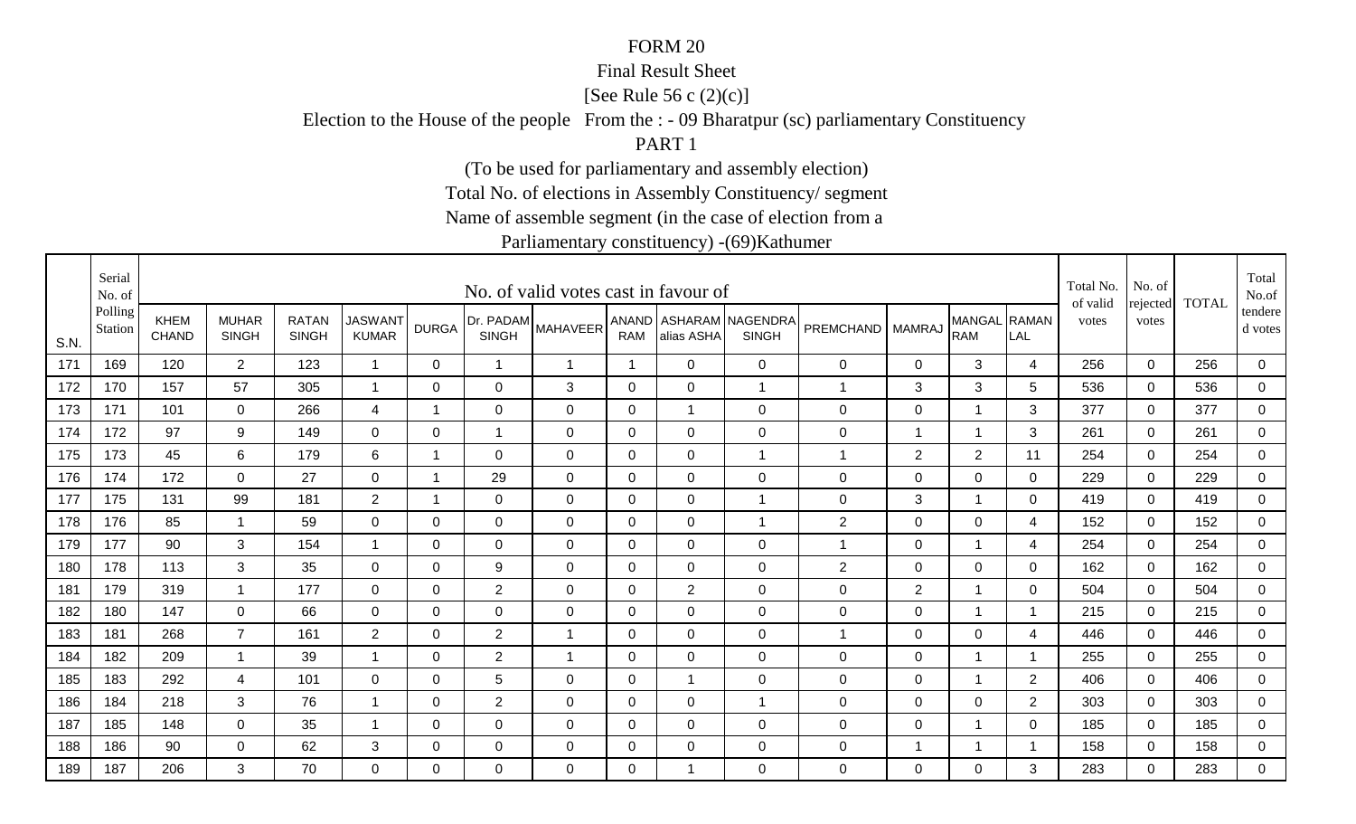FORM 20

Final Result Sheet

[See Rule 56 c (2)(c)]

Election to the House of the people From the : - 09 Bharatpur (sc) parliamentary Constituency

PART 1

(To be used for parliamentary and assembly election)

Total No. of elections in Assembly Constituency/ segment

Name of assemble segment (in the case of election from a

Parliamentary constituency) -(69)Kathumer

| S.N. | Serial No. of Polling Station | No. of valid votes cast in favour of | | | | | | | | | | | | | | Total No. of valid votes | No. of rejected votes | TOTAL | Total No.of tendered votes |
|---|---|---|---|---|---|---|---|---|---|---|---|---|---|---|---|---|---|---|---|
| | | KHEM CHAND | MUHAR SINGH | RATAN SINGH | JASWANT KUMAR | DURGA | Dr. PADAM SINGH | MAHAVEER | ANAND RAM | ASHARAM alias ASHA | NAGENDRA SINGH | PREMCHAND | MAMRAJ | MANGAL RAM | RAMAN LAL | | | | |
| 171 | 169 | 120 | 2 | 123 | 1 | 0 | 1 | 1 | 1 | 0 | 0 | 0 | 0 | 3 | 4 | 256 | 0 | 256 | 0 |
| 172 | 170 | 157 | 57 | 305 | 1 | 0 | 0 | 3 | 0 | 0 | 1 | 1 | 3 | 3 | 5 | 536 | 0 | 536 | 0 |
| 173 | 171 | 101 | 0 | 266 | 4 | 1 | 0 | 0 | 0 | 1 | 0 | 0 | 0 | 1 | 3 | 377 | 0 | 377 | 0 |
| 174 | 172 | 97 | 9 | 149 | 0 | 0 | 1 | 0 | 0 | 0 | 0 | 0 | 1 | 1 | 3 | 261 | 0 | 261 | 0 |
| 175 | 173 | 45 | 6 | 179 | 6 | 1 | 0 | 0 | 0 | 0 | 1 | 1 | 2 | 2 | 11 | 254 | 0 | 254 | 0 |
| 176 | 174 | 172 | 0 | 27 | 0 | 1 | 29 | 0 | 0 | 0 | 0 | 0 | 0 | 0 | 0 | 229 | 0 | 229 | 0 |
| 177 | 175 | 131 | 99 | 181 | 2 | 1 | 0 | 0 | 0 | 0 | 1 | 0 | 3 | 1 | 0 | 419 | 0 | 419 | 0 |
| 178 | 176 | 85 | 1 | 59 | 0 | 0 | 0 | 0 | 0 | 0 | 1 | 2 | 0 | 0 | 4 | 152 | 0 | 152 | 0 |
| 179 | 177 | 90 | 3 | 154 | 1 | 0 | 0 | 0 | 0 | 0 | 0 | 1 | 0 | 1 | 4 | 254 | 0 | 254 | 0 |
| 180 | 178 | 113 | 3 | 35 | 0 | 0 | 9 | 0 | 0 | 0 | 0 | 2 | 0 | 0 | 0 | 162 | 0 | 162 | 0 |
| 181 | 179 | 319 | 1 | 177 | 0 | 0 | 2 | 0 | 0 | 2 | 0 | 0 | 2 | 1 | 0 | 504 | 0 | 504 | 0 |
| 182 | 180 | 147 | 0 | 66 | 0 | 0 | 0 | 0 | 0 | 0 | 0 | 0 | 0 | 1 | 1 | 215 | 0 | 215 | 0 |
| 183 | 181 | 268 | 7 | 161 | 2 | 0 | 2 | 1 | 0 | 0 | 0 | 1 | 0 | 0 | 4 | 446 | 0 | 446 | 0 |
| 184 | 182 | 209 | 1 | 39 | 1 | 0 | 2 | 1 | 0 | 0 | 0 | 0 | 0 | 1 | 1 | 255 | 0 | 255 | 0 |
| 185 | 183 | 292 | 4 | 101 | 0 | 0 | 5 | 0 | 0 | 1 | 0 | 0 | 0 | 1 | 2 | 406 | 0 | 406 | 0 |
| 186 | 184 | 218 | 3 | 76 | 1 | 0 | 2 | 0 | 0 | 0 | 1 | 0 | 0 | 0 | 2 | 303 | 0 | 303 | 0 |
| 187 | 185 | 148 | 0 | 35 | 1 | 0 | 0 | 0 | 0 | 0 | 0 | 0 | 0 | 1 | 0 | 185 | 0 | 185 | 0 |
| 188 | 186 | 90 | 0 | 62 | 3 | 0 | 0 | 0 | 0 | 0 | 0 | 0 | 1 | 1 | 1 | 158 | 0 | 158 | 0 |
| 189 | 187 | 206 | 3 | 70 | 0 | 0 | 0 | 0 | 0 | 1 | 0 | 0 | 0 | 0 | 3 | 283 | 0 | 283 | 0 |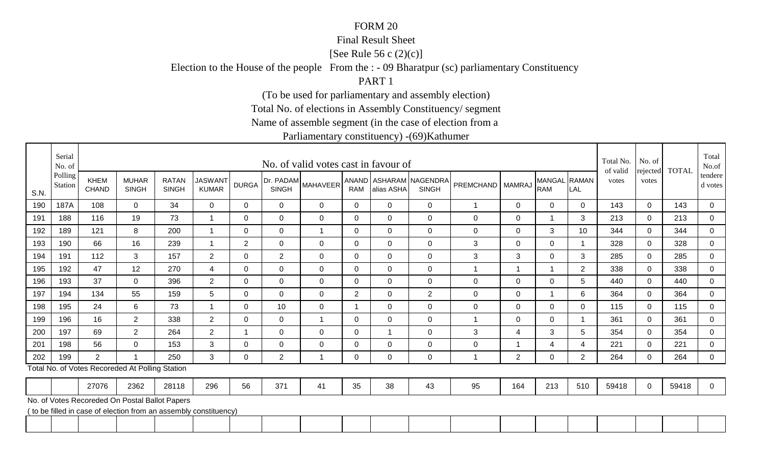FORM 20

Final Result Sheet

[See Rule 56 c (2)(c)]

Election to the House of the people From the : - 09 Bharatpur (sc) parliamentary Constituency

PART 1

(To be used for parliamentary and assembly election)

Total No. of elections in Assembly Constituency/ segment

Name of assemble segment (in the case of election from a

Parliamentary constituency) -(69)Kathumer

| S.N. | Serial No. of Polling Station | No. of valid votes cast in favour of | | | | | | | | | | | | | | Total No. of valid votes | No. of rejected votes | TOTAL | Total No.of tendered votes |
|---|---|---|---|---|---|---|---|---|---|---|---|---|---|---|---|---|---|---|---|
| | | KHEM CHAND | MUHAR SINGH | RATAN SINGH | JASWANT KUMAR | DURGA | Dr. PADAM SINGH | MAHAVEER | ANAND RAM | ASHARAM alias ASHA | NAGENDRA SINGH | PREMCHAND | MAMRAJ | MANGAL RAM | RAMAN LAL | | | | |
| 190 | 187A | 108 | 0 | 34 | 0 | 0 | 0 | 0 | 0 | 0 | 0 | 1 | 0 | 0 | 0 | 143 | 0 | 143 | 0 |
| 191 | 188 | 116 | 19 | 73 | 1 | 0 | 0 | 0 | 0 | 0 | 0 | 0 | 0 | 1 | 3 | 213 | 0 | 213 | 0 |
| 192 | 189 | 121 | 8 | 200 | 1 | 0 | 0 | 1 | 0 | 0 | 0 | 0 | 0 | 3 | 10 | 344 | 0 | 344 | 0 |
| 193 | 190 | 66 | 16 | 239 | 1 | 2 | 0 | 0 | 0 | 0 | 0 | 3 | 0 | 0 | 1 | 328 | 0 | 328 | 0 |
| 194 | 191 | 112 | 3 | 157 | 2 | 0 | 2 | 0 | 0 | 0 | 0 | 3 | 3 | 0 | 3 | 285 | 0 | 285 | 0 |
| 195 | 192 | 47 | 12 | 270 | 4 | 0 | 0 | 0 | 0 | 0 | 0 | 1 | 1 | 1 | 2 | 338 | 0 | 338 | 0 |
| 196 | 193 | 37 | 0 | 396 | 2 | 0 | 0 | 0 | 0 | 0 | 0 | 0 | 0 | 0 | 5 | 440 | 0 | 440 | 0 |
| 197 | 194 | 134 | 55 | 159 | 5 | 0 | 0 | 0 | 2 | 0 | 2 | 0 | 0 | 1 | 6 | 364 | 0 | 364 | 0 |
| 198 | 195 | 24 | 6 | 73 | 1 | 0 | 10 | 0 | 1 | 0 | 0 | 0 | 0 | 0 | 0 | 115 | 0 | 115 | 0 |
| 199 | 196 | 16 | 2 | 338 | 2 | 0 | 0 | 1 | 0 | 0 | 0 | 1 | 0 | 0 | 1 | 361 | 0 | 361 | 0 |
| 200 | 197 | 69 | 2 | 264 | 2 | 1 | 0 | 0 | 0 | 1 | 0 | 3 | 4 | 3 | 5 | 354 | 0 | 354 | 0 |
| 201 | 198 | 56 | 0 | 153 | 3 | 0 | 0 | 0 | 0 | 0 | 0 | 0 | 1 | 4 | 4 | 221 | 0 | 221 | 0 |
| 202 | 199 | 2 | 1 | 250 | 3 | 0 | 2 | 1 | 0 | 0 | 0 | 1 | 2 | 0 | 2 | 264 | 0 | 264 | 0 |
| Total No. of Votes Recoreded At Polling Station | | | | | | | | | | | | | | | | | | | |
| | | 27076 | 2362 | 28118 | 296 | 56 | 371 | 41 | 35 | 38 | 43 | 95 | 164 | 213 | 510 | 59418 | 0 | 59418 | 0 |
| No. of Votes Recoreded On Postal Ballot Papers ( to be filled in case of election from an assembly constituency) | | | | | | | | | | | | | | | | | | | |
| | | | | | | | | | | | | | | | | | | | |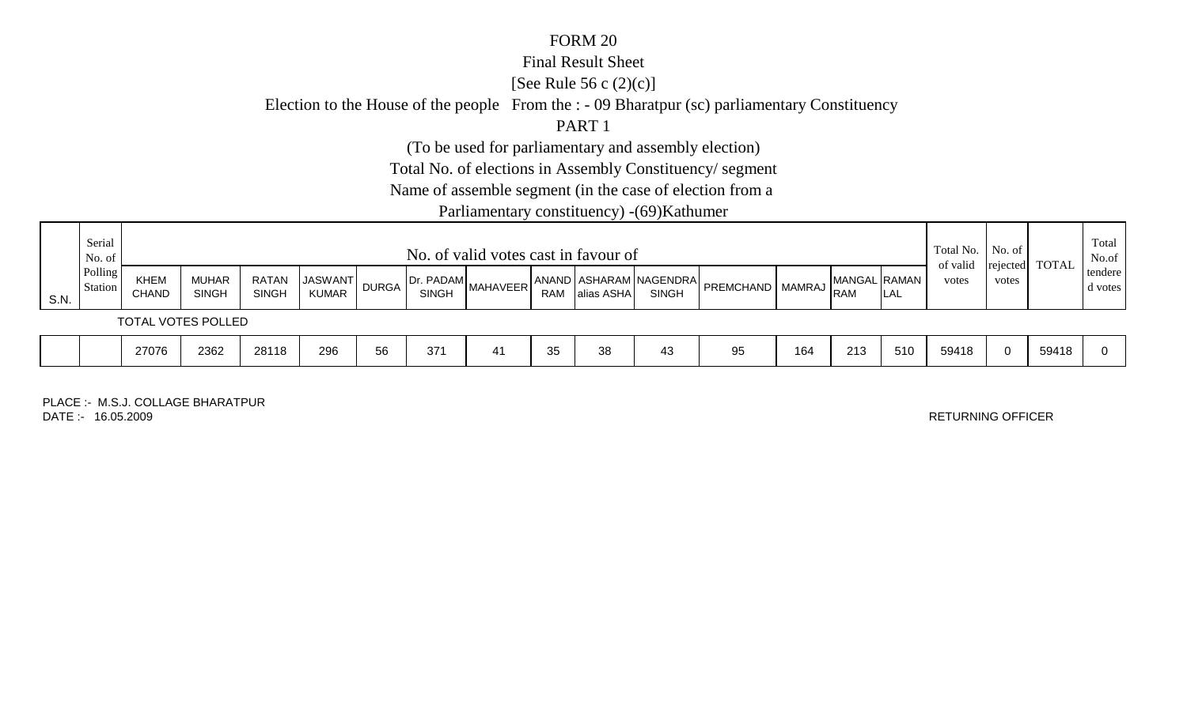# FORM 20

Final Result Sheet

[See Rule 56 c (2)(c)]

Election to the House of the people From the : - 09 Bharatpur (sc) parliamentary Constituency

PART 1

(To be used for parliamentary and assembly election)

Total No. of elections in Assembly Constituency/ segment

Name of assemble segment (in the case of election from a Parliamentary constituency) -(69)Kathumer

| S.N. | Serial No. of Polling Station | No. of valid votes cast in favour of | | | | | | | | | | | | | | Total No. of valid votes | No. of rejected votes | TOTAL | Total No.of tendered votes |
|---|---|---|---|---|---|---|---|---|---|---|---|---|---|---|---|---|---|---|---|
| | | KHEM CHAND | MUHAR SINGH | RATAN SINGH | JASWANT KUMAR | DURGA | Dr. PADAM SINGH | MAHAVEER | ANAND RAM | ASHARAM alias ASHA | NAGENDRA SINGH | PREMCHAND | MAMRAJ | MANGAL RAM | RAMAN LAL | | | | |
| | | TOTAL VOTES POLLED | | | | | | | | | | | | | | | | | |
| | | 27076 | 2362 | 28118 | 296 | 56 | 371 | 41 | 35 | 38 | 43 | 95 | 164 | 213 | 510 | 59418 | 0 | 59418 | 0 |

PLACE :- M.S.J. COLLAGE BHARATPUR

DATE :- 16.05.2009

RETURNING OFFICER